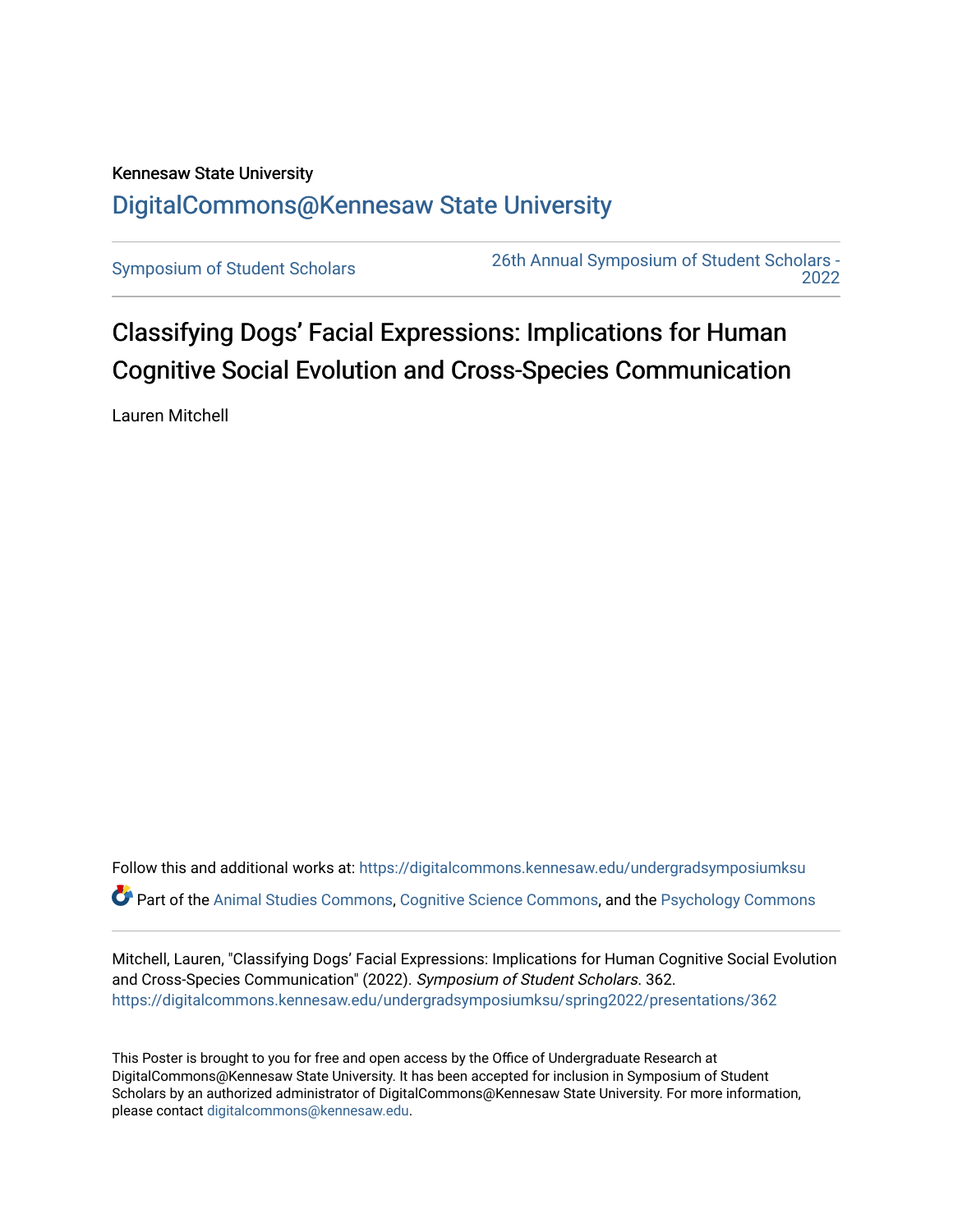Kennesaw State University

# DigitalCommons@Kennesaw State University

Symposium of Student Scholars

26th Annual Symposium of Student Scholars - 2022

## Classifying Dogs’ Facial Expressions: Implications for Human Cognitive Social Evolution and Cross-Species Communication

Lauren Mitchell

Follow this and additional works at: https://digitalcommons.kennesaw.edu/undergradsymposiumksu

Part of the Animal Studies Commons, Cognitive Science Commons, and the Psychology Commons

Mitchell, Lauren, "Classifying Dogs’ Facial Expressions: Implications for Human Cognitive Social Evolution and Cross-Species Communication" (2022). *Symposium of Student Scholars*. 362.
https://digitalcommons.kennesaw.edu/undergradsymposiumksu/spring2022/presentations/362

This Poster is brought to you for free and open access by the Office of Undergraduate Research at DigitalCommons@Kennesaw State University. It has been accepted for inclusion in Symposium of Student Scholars by an authorized administrator of DigitalCommons@Kennesaw State University. For more information, please contact digitalcommons@kennesaw.edu.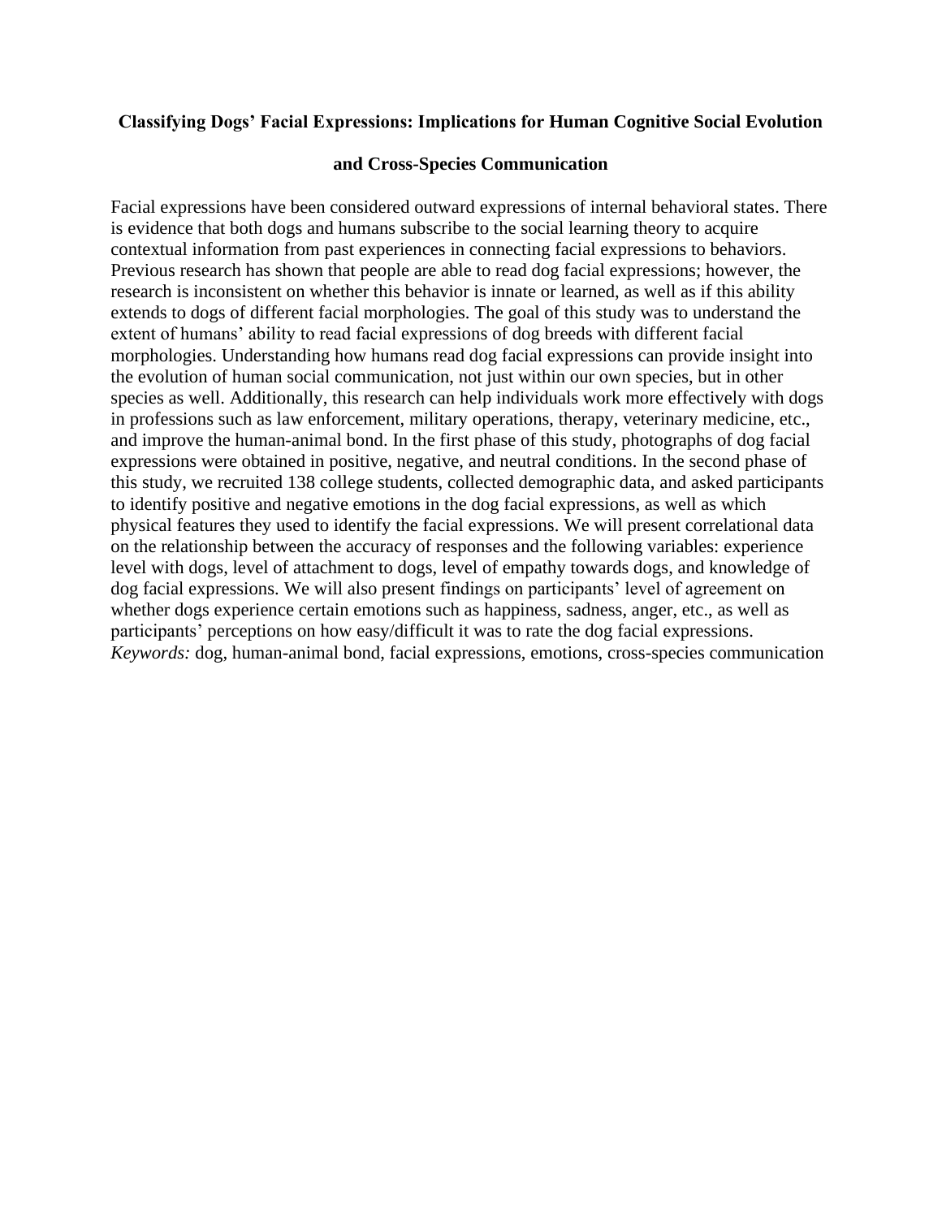**Classifying Dogs' Facial Expressions: Implications for Human Cognitive Social Evolution and Cross-Species Communication**

Facial expressions have been considered outward expressions of internal behavioral states. There is evidence that both dogs and humans subscribe to the social learning theory to acquire contextual information from past experiences in connecting facial expressions to behaviors. Previous research has shown that people are able to read dog facial expressions; however, the research is inconsistent on whether this behavior is innate or learned, as well as if this ability extends to dogs of different facial morphologies. The goal of this study was to understand the extent of humans' ability to read facial expressions of dog breeds with different facial morphologies. Understanding how humans read dog facial expressions can provide insight into the evolution of human social communication, not just within our own species, but in other species as well. Additionally, this research can help individuals work more effectively with dogs in professions such as law enforcement, military operations, therapy, veterinary medicine, etc., and improve the human-animal bond. In the first phase of this study, photographs of dog facial expressions were obtained in positive, negative, and neutral conditions. In the second phase of this study, we recruited 138 college students, collected demographic data, and asked participants to identify positive and negative emotions in the dog facial expressions, as well as which physical features they used to identify the facial expressions. We will present correlational data on the relationship between the accuracy of responses and the following variables: experience level with dogs, level of attachment to dogs, level of empathy towards dogs, and knowledge of dog facial expressions. We will also present findings on participants' level of agreement on whether dogs experience certain emotions such as happiness, sadness, anger, etc., as well as participants' perceptions on how easy/difficult it was to rate the dog facial expressions.
*Keywords:* dog, human-animal bond, facial expressions, emotions, cross-species communication